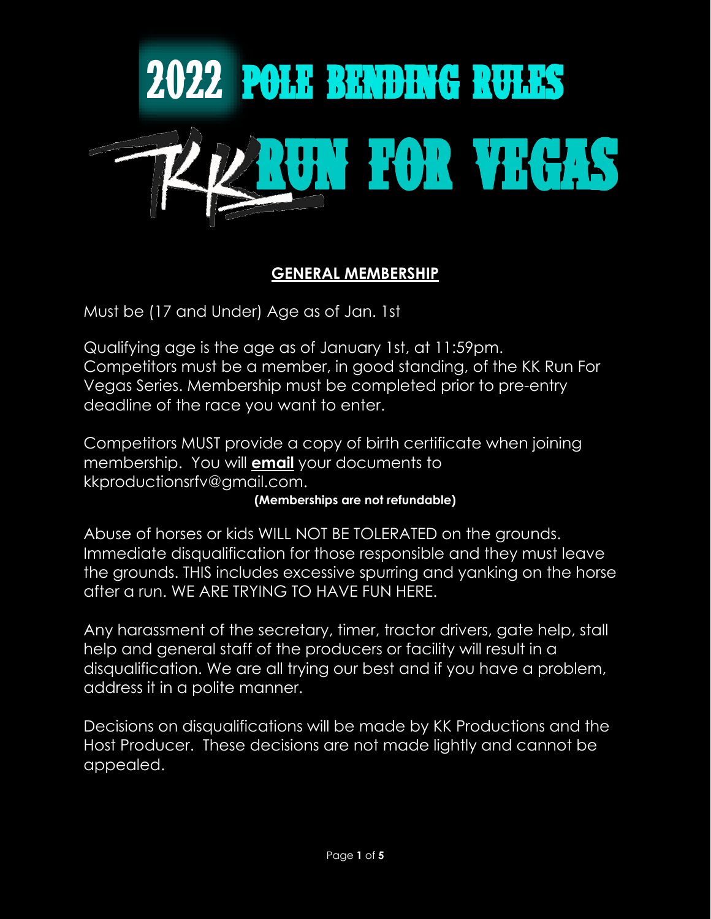# 2022 POLE BENDING RULES

# KK RUN FOR VEGAS

## GENERAL MEMBERSHIP

Must be (17 and Under) Age as of Jan. 1st

Qualifying age is the age as of January 1st, at 11:59pm. Competitors must be a member, in good standing, of the KK Run For Vegas Series. Membership must be completed prior to pre-entry deadline of the race you want to enter.

Competitors MUST provide a copy of birth certificate when joining membership. You will **email** your documents to kkproductionsrfv@gmail.com.

**(Memberships are not refundable)**

Abuse of horses or kids WILL NOT BE TOLERATED on the grounds. Immediate disqualification for those responsible and they must leave the grounds. THIS includes excessive spurring and yanking on the horse after a run. WE ARE TRYING TO HAVE FUN HERE.

Any harassment of the secretary, timer, tractor drivers, gate help, stall help and general staff of the producers or facility will result in a disqualification. We are all trying our best and if you have a problem, address it in a polite manner.

Decisions on disqualifications will be made by KK Productions and the Host Producer. These decisions are not made lightly and cannot be appealed.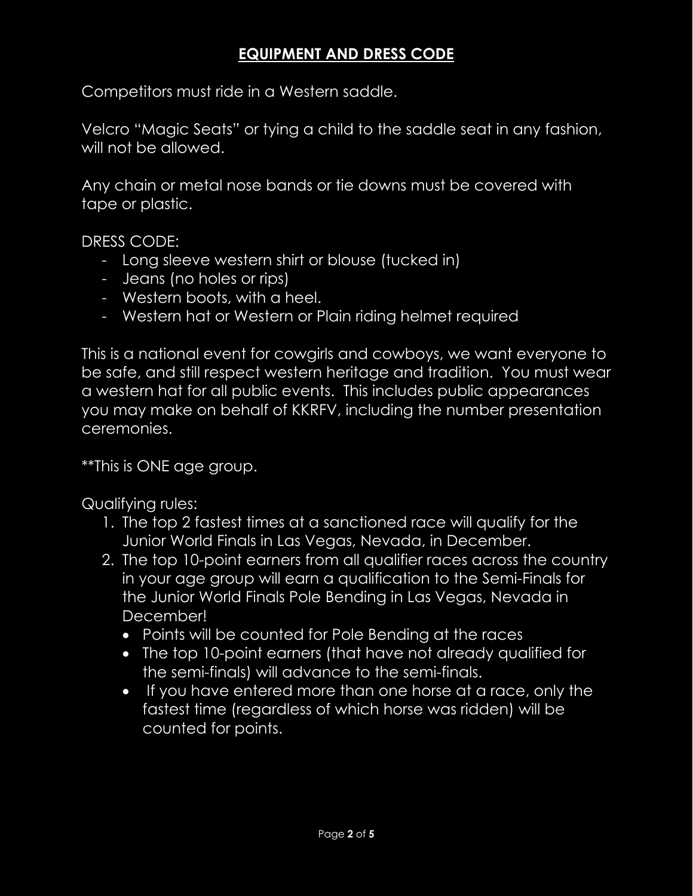## EQUIPMENT AND DRESS CODE

Competitors must ride in a Western saddle.

Velcro "Magic Seats" or tying a child to the saddle seat in any fashion, will not be allowed.

Any chain or metal nose bands or tie downs must be covered with tape or plastic.

DRESS CODE:

- Long sleeve western shirt or blouse (tucked in)
- Jeans (no holes or rips)
- Western boots, with a heel.
- Western hat or Western or Plain riding helmet required

This is a national event for cowgirls and cowboys, we want everyone to be safe, and still respect western heritage and tradition. You must wear a western hat for all public events. This includes public appearances you may make on behalf of KKRFV, including the number presentation ceremonies.

**This is ONE age group.

Qualifying rules:

1. The top 2 fastest times at a sanctioned race will qualify for the Junior World Finals in Las Vegas, Nevada, in December.
2. The top 10-point earners from all qualifier races across the country in your age group will earn a qualification to the Semi-Finals for the Junior World Finals Pole Bending in Las Vegas, Nevada in December!
   - Points will be counted for Pole Bending at the races
   - The top 10-point earners (that have not already qualified for the semi-finals) will advance to the semi-finals.
   - If you have entered more than one horse at a race, only the fastest time (regardless of which horse was ridden) will be counted for points.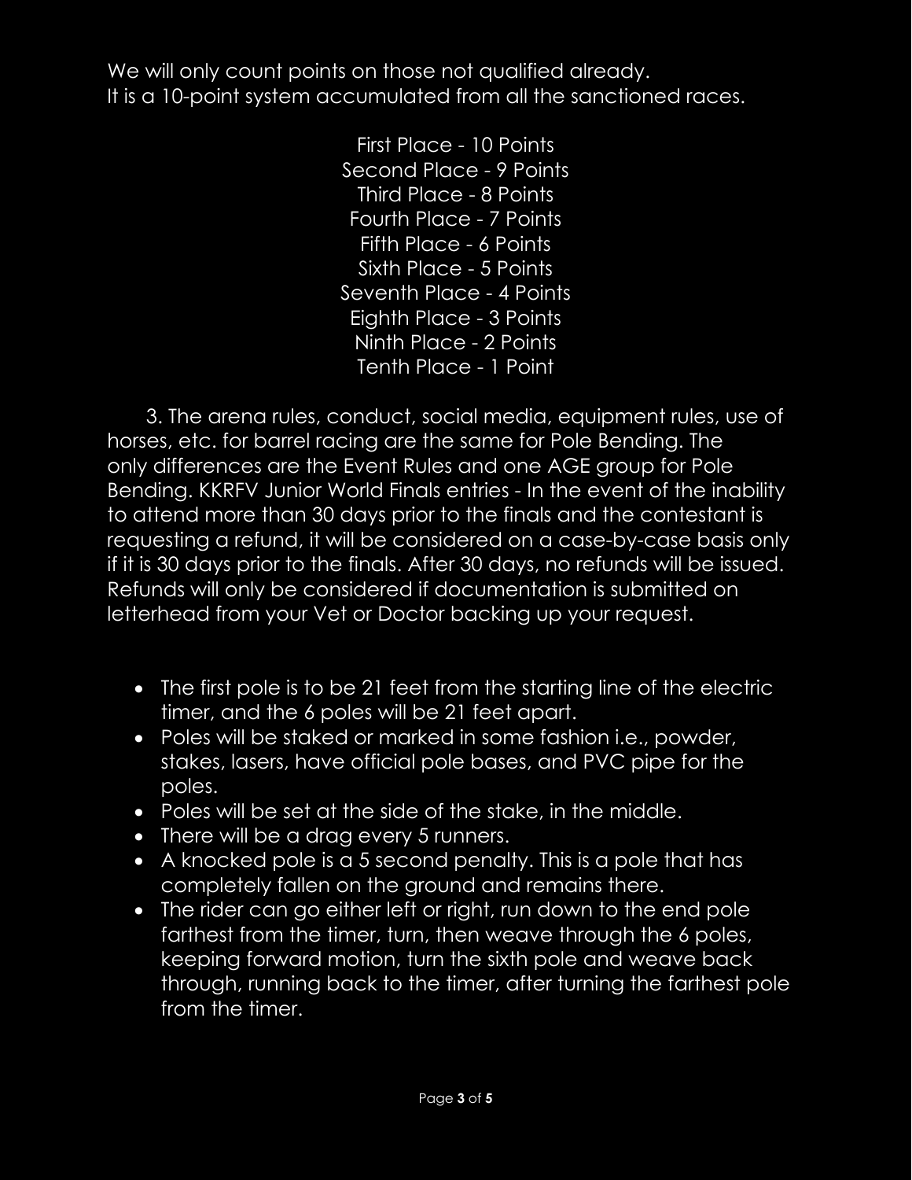We will only count points on those not qualified already.
It is a 10-point system accumulated from all the sanctioned races.

First Place - 10 Points
Second Place - 9 Points
Third Place - 8 Points
Fourth Place - 7 Points
Fifth Place - 6 Points
Sixth Place - 5 Points
Seventh Place - 4 Points
Eighth Place - 3 Points
Ninth Place - 2 Points
Tenth Place - 1 Point

3. The arena rules, conduct, social media, equipment rules, use of horses, etc. for barrel racing are the same for Pole Bending. The only differences are the Event Rules and one AGE group for Pole Bending. KKRFV Junior World Finals entries - In the event of the inability to attend more than 30 days prior to the finals and the contestant is requesting a refund, it will be considered on a case-by-case basis only if it is 30 days prior to the finals. After 30 days, no refunds will be issued. Refunds will only be considered if documentation is submitted on letterhead from your Vet or Doctor backing up your request.

- The first pole is to be 21 feet from the starting line of the electric timer, and the 6 poles will be 21 feet apart.
- Poles will be staked or marked in some fashion i.e., powder, stakes, lasers, have official pole bases, and PVC pipe for the poles.
- Poles will be set at the side of the stake, in the middle.
- There will be a drag every 5 runners.
- A knocked pole is a 5 second penalty. This is a pole that has completely fallen on the ground and remains there.
- The rider can go either left or right, run down to the end pole farthest from the timer, turn, then weave through the 6 poles, keeping forward motion, turn the sixth pole and weave back through, running back to the timer, after turning the farthest pole from the timer.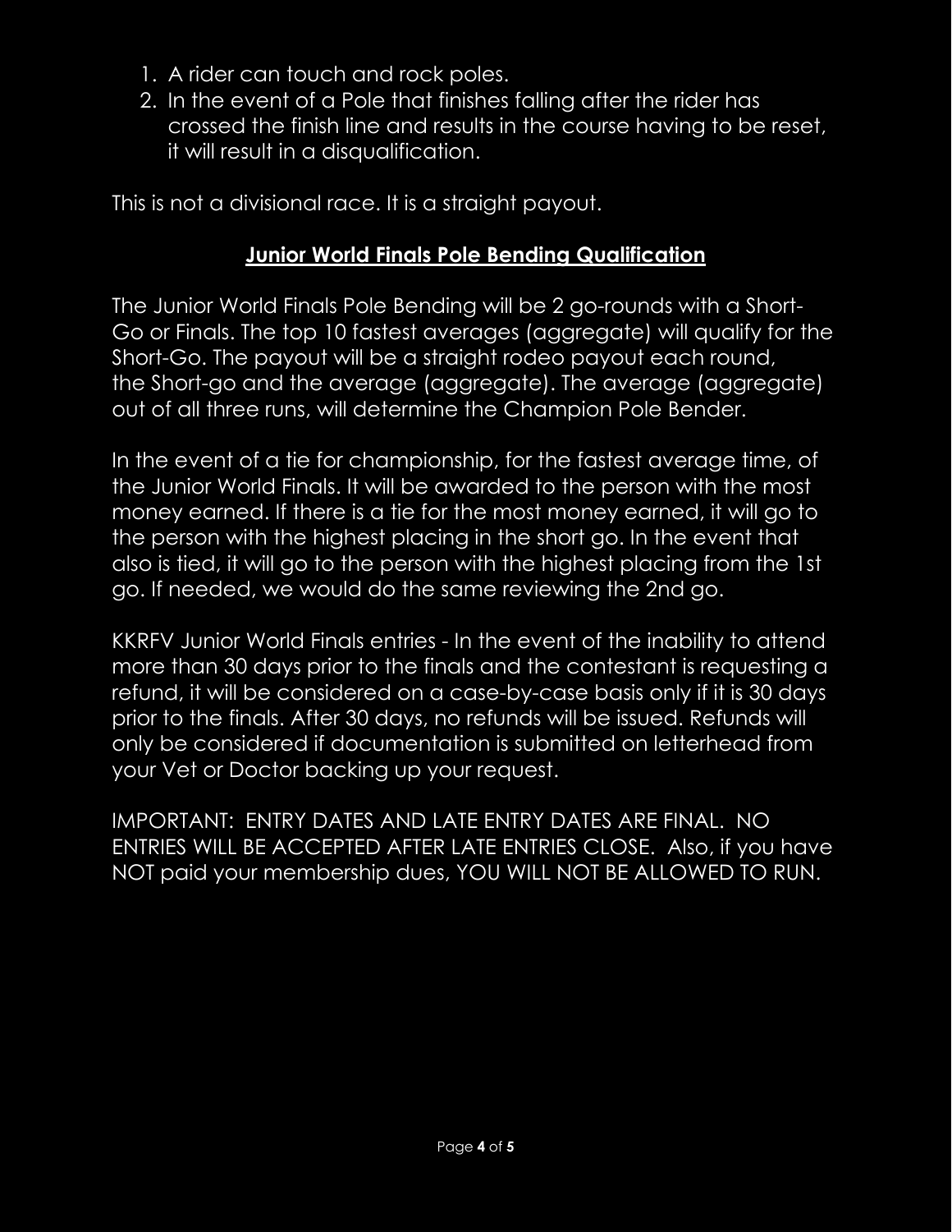1. A rider can touch and rock poles.
2. In the event of a Pole that finishes falling after the rider has crossed the finish line and results in the course having to be reset, it will result in a disqualification.

This is not a divisional race. It is a straight payout.

## Junior World Finals Pole Bending Qualification

The Junior World Finals Pole Bending will be 2 go-rounds with a Short-Go or Finals. The top 10 fastest averages (aggregate) will qualify for the Short-Go. The payout will be a straight rodeo payout each round, the Short-go and the average (aggregate). The average (aggregate) out of all three runs, will determine the Champion Pole Bender.

In the event of a tie for championship, for the fastest average time, of the Junior World Finals. It will be awarded to the person with the most money earned. If there is a tie for the most money earned, it will go to the person with the highest placing in the short go. In the event that also is tied, it will go to the person with the highest placing from the 1st go. If needed, we would do the same reviewing the 2nd go.

KKRFV Junior World Finals entries - In the event of the inability to attend more than 30 days prior to the finals and the contestant is requesting a refund, it will be considered on a case-by-case basis only if it is 30 days prior to the finals. After 30 days, no refunds will be issued. Refunds will only be considered if documentation is submitted on letterhead from your Vet or Doctor backing up your request.

IMPORTANT: ENTRY DATES AND LATE ENTRY DATES ARE FINAL. NO ENTRIES WILL BE ACCEPTED AFTER LATE ENTRIES CLOSE. Also, if you have NOT paid your membership dues, YOU WILL NOT BE ALLOWED TO RUN.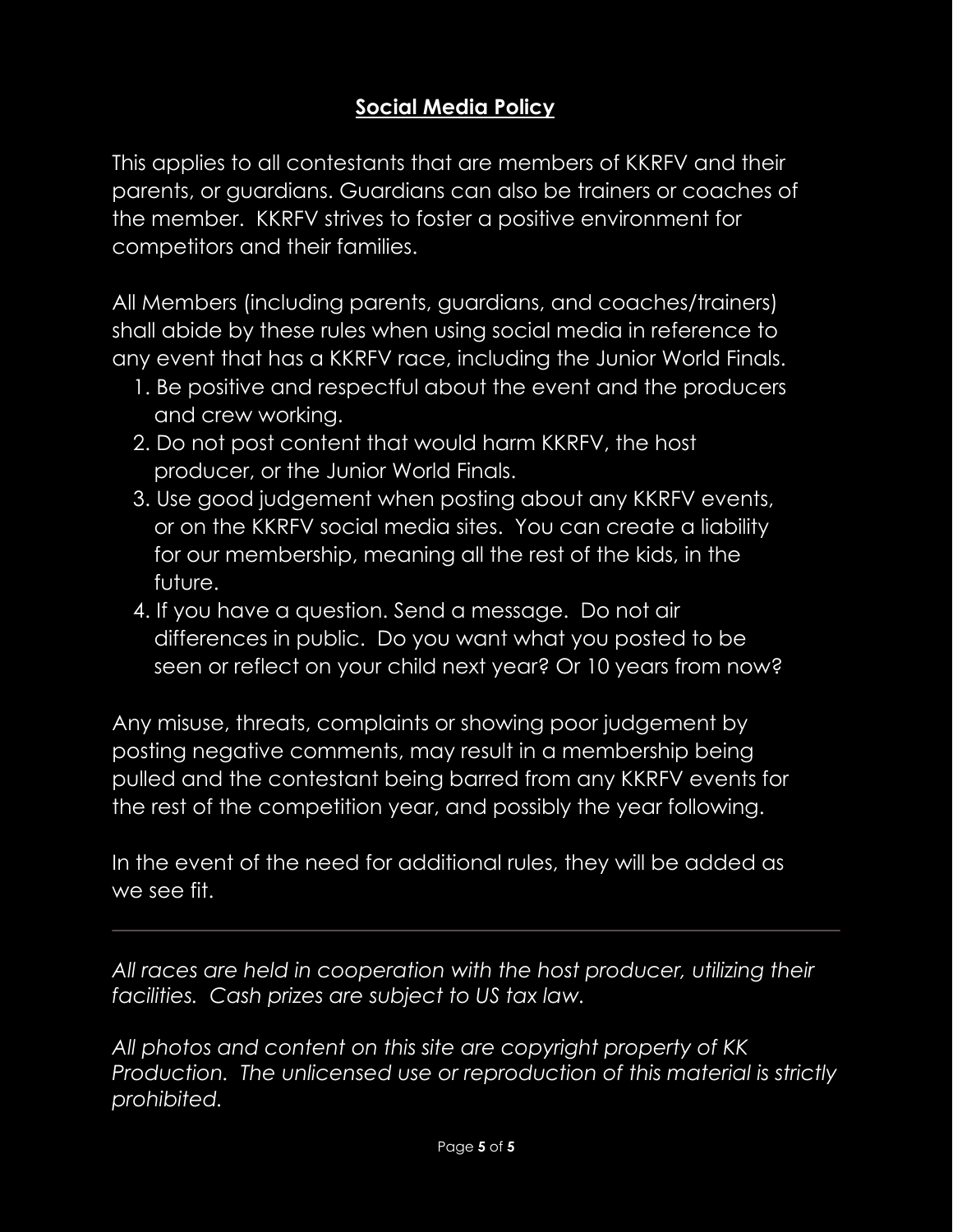## **Social Media Policy**

This applies to all contestants that are members of KKRFV and their parents, or guardians. Guardians can also be trainers or coaches of the member. KKRFV strives to foster a positive environment for competitors and their families.

All Members (including parents, guardians, and coaches/trainers) shall abide by these rules when using social media in reference to any event that has a KKRFV race, including the Junior World Finals.

1. Be positive and respectful about the event and the producers and crew working.
2. Do not post content that would harm KKRFV, the host producer, or the Junior World Finals.
3. Use good judgement when posting about any KKRFV events, or on the KKRFV social media sites. You can create a liability for our membership, meaning all the rest of the kids, in the future.
4. If you have a question. Send a message. Do not air differences in public. Do you want what you posted to be seen or reflect on your child next year? Or 10 years from now?

Any misuse, threats, complaints or showing poor judgement by posting negative comments, may result in a membership being pulled and the contestant being barred from any KKRFV events for the rest of the competition year, and possibly the year following.

In the event of the need for additional rules, they will be added as we see fit.

---

*All races are held in cooperation with the host producer, utilizing their facilities. Cash prizes are subject to US tax law.*

*All photos and content on this site are copyright property of KK Production. The unlicensed use or reproduction of this material is strictly prohibited.*